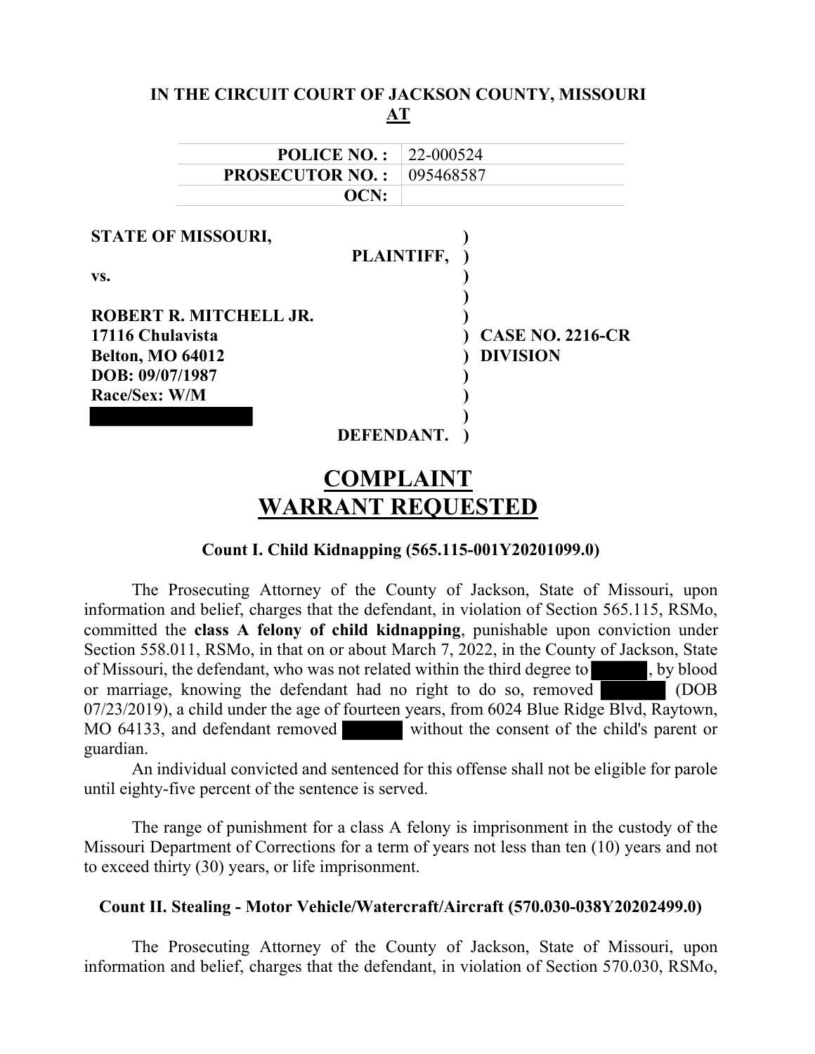**IN THE CIRCUIT COURT OF JACKSON COUNTY, MISSOURI**
**AT**

| | |
|---|---|
| **POLICE NO. :** | 22-000524 |
| **PROSECUTOR NO. :** | 095468587 |
| **OCN:** | |

**STATE OF MISSOURI,**
**PLAINTIFF,**

**vs.**

**ROBERT R. MITCHELL JR.**
**17116 Chulavista**
**Belton, MO 64012**
**DOB: 09/07/1987**
**Race/Sex: W/M**

**DEFENDANT.**

**CASE NO. 2216-CR**
**DIVISION**

# COMPLAINT
# WARRANT REQUESTED

### Count I. Child Kidnapping (565.115-001Y20201099.0)

The Prosecuting Attorney of the County of Jackson, State of Missouri, upon information and belief, charges that the defendant, in violation of Section 565.115, RSMo, committed the **class A felony of child kidnapping**, punishable upon conviction under Section 558.011, RSMo, in that on or about March 7, 2022, in the County of Jackson, State of Missouri, the defendant, who was not related within the third degree to [REDACTED], by blood or marriage, knowing the defendant had no right to do so, removed [REDACTED] (DOB 07/23/2019), a child under the age of fourteen years, from 6024 Blue Ridge Blvd, Raytown, MO 64133, and defendant removed [REDACTED] without the consent of the child's parent or guardian.

An individual convicted and sentenced for this offense shall not be eligible for parole until eighty-five percent of the sentence is served.

The range of punishment for a class A felony is imprisonment in the custody of the Missouri Department of Corrections for a term of years not less than ten (10) years and not to exceed thirty (30) years, or life imprisonment.

### Count II. Stealing - Motor Vehicle/Watercraft/Aircraft (570.030-038Y20202499.0)

The Prosecuting Attorney of the County of Jackson, State of Missouri, upon information and belief, charges that the defendant, in violation of Section 570.030, RSMo,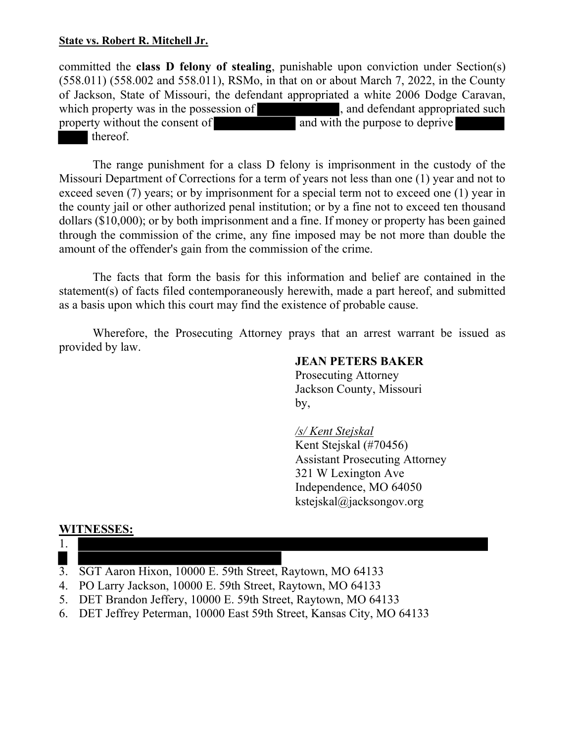**State vs. Robert R. Mitchell Jr.**

committed the **class D felony of stealing**, punishable upon conviction under Section(s) (558.011) (558.002 and 558.011), RSMo, in that on or about March 7, 2022, in the County of Jackson, State of Missouri, the defendant appropriated a white 2006 Dodge Caravan, which property was in the possession of [REDACTED], and defendant appropriated such property without the consent of [REDACTED] and with the purpose to deprive [REDACTED] thereof.

The range punishment for a class D felony is imprisonment in the custody of the Missouri Department of Corrections for a term of years not less than one (1) year and not to exceed seven (7) years; or by imprisonment for a special term not to exceed one (1) year in the county jail or other authorized penal institution; or by a fine not to exceed ten thousand dollars ($10,000); or by both imprisonment and a fine. If money or property has been gained through the commission of the crime, any fine imposed may be not more than double the amount of the offender's gain from the commission of the crime.

The facts that form the basis for this information and belief are contained in the statement(s) of facts filed contemporaneously herewith, made a part hereof, and submitted as a basis upon which this court may find the existence of probable cause.

Wherefore, the Prosecuting Attorney prays that an arrest warrant be issued as provided by law.

**JEAN PETERS BAKER**
Prosecuting Attorney
Jackson County, Missouri
by,

*/s/ Kent Stejskal*
Kent Stejskal (#70456)
Assistant Prosecuting Attorney
321 W Lexington Ave
Independence, MO 64050
kstejskal@jacksongov.org

**WITNESSES:**

1. [REDACTED]
2. [REDACTED]
3. SGT Aaron Hixon, 10000 E. 59th Street, Raytown, MO 64133
4. PO Larry Jackson, 10000 E. 59th Street, Raytown, MO 64133
5. DET Brandon Jeffery, 10000 E. 59th Street, Raytown, MO 64133
6. DET Jeffrey Peterman, 10000 East 59th Street, Kansas City, MO 64133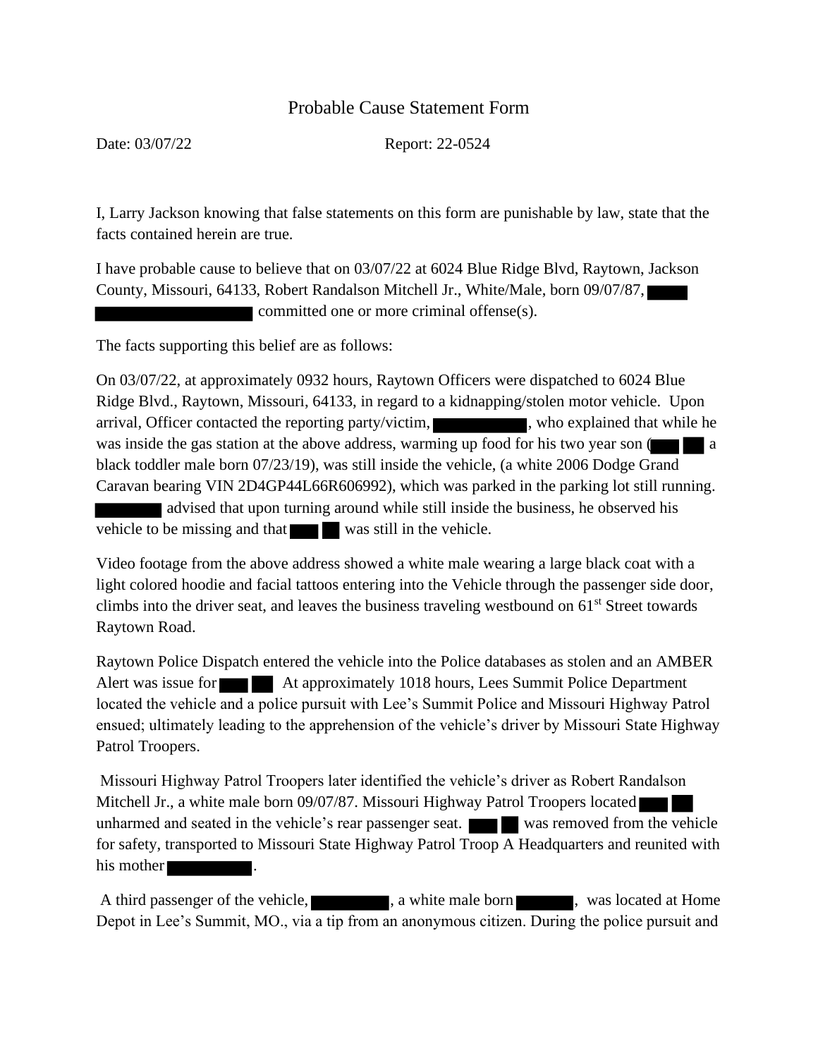# Probable Cause Statement Form

Date: 03/07/22 Report: 22-0524

I, Larry Jackson knowing that false statements on this form are punishable by law, state that the facts contained herein are true.

I have probable cause to believe that on 03/07/22 at 6024 Blue Ridge Blvd, Raytown, Jackson County, Missouri, 64133, Robert Randalson Mitchell Jr., White/Male, born 09/07/87, ████ ████████████ committed one or more criminal offense(s).

The facts supporting this belief are as follows:

On 03/07/22, at approximately 0932 hours, Raytown Officers were dispatched to 6024 Blue Ridge Blvd., Raytown, Missouri, 64133, in regard to a kidnapping/stolen motor vehicle. Upon arrival, Officer contacted the reporting party/victim, ████████, who explained that while he was inside the gas station at the above address, warming up food for his two year son (████ ██ a black toddler male born 07/23/19), was still inside the vehicle, (a white 2006 Dodge Grand Caravan bearing VIN 2D4GP44L66R606992), which was parked in the parking lot still running. ██████ advised that upon turning around while still inside the business, he observed his vehicle to be missing and that ███ ██ was still in the vehicle.

Video footage from the above address showed a white male wearing a large black coat with a light colored hoodie and facial tattoos entering into the Vehicle through the passenger side door, climbs into the driver seat, and leaves the business traveling westbound on 61st Street towards Raytown Road.

Raytown Police Dispatch entered the vehicle into the Police databases as stolen and an AMBER Alert was issue for ███ ██ At approximately 1018 hours, Lees Summit Police Department located the vehicle and a police pursuit with Lee's Summit Police and Missouri Highway Patrol ensued; ultimately leading to the apprehension of the vehicle's driver by Missouri State Highway Patrol Troopers.

Missouri Highway Patrol Troopers later identified the vehicle's driver as Robert Randalson Mitchell Jr., a white male born 09/07/87. Missouri Highway Patrol Troopers located ███ ██ unharmed and seated in the vehicle's rear passenger seat. ███ ██ was removed from the vehicle for safety, transported to Missouri State Highway Patrol Troop A Headquarters and reunited with his mother ████████.

A third passenger of the vehicle, ████████, a white male born ██████, was located at Home Depot in Lee's Summit, MO., via a tip from an anonymous citizen. During the police pursuit and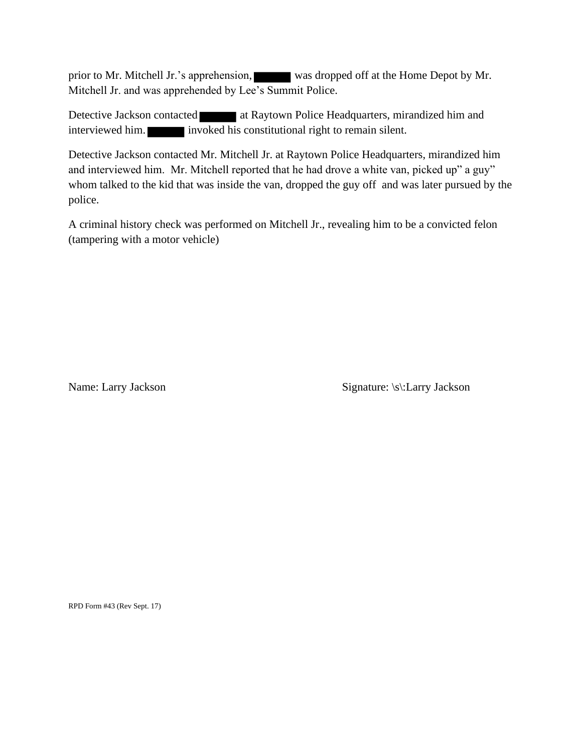prior to Mr. Mitchell Jr.'s apprehension, ██████ was dropped off at the Home Depot by Mr. Mitchell Jr. and was apprehended by Lee's Summit Police.

Detective Jackson contacted ██████ at Raytown Police Headquarters, mirandized him and interviewed him. ██████ invoked his constitutional right to remain silent.

Detective Jackson contacted Mr. Mitchell Jr. at Raytown Police Headquarters, mirandized him and interviewed him. Mr. Mitchell reported that he had drove a white van, picked up" a guy" whom talked to the kid that was inside the van, dropped the guy off and was later pursued by the police.

A criminal history check was performed on Mitchell Jr., revealing him to be a convicted felon (tampering with a motor vehicle)

Name: Larry Jackson

Signature: \s\:Larry Jackson

RPD Form #43 (Rev Sept. 17)